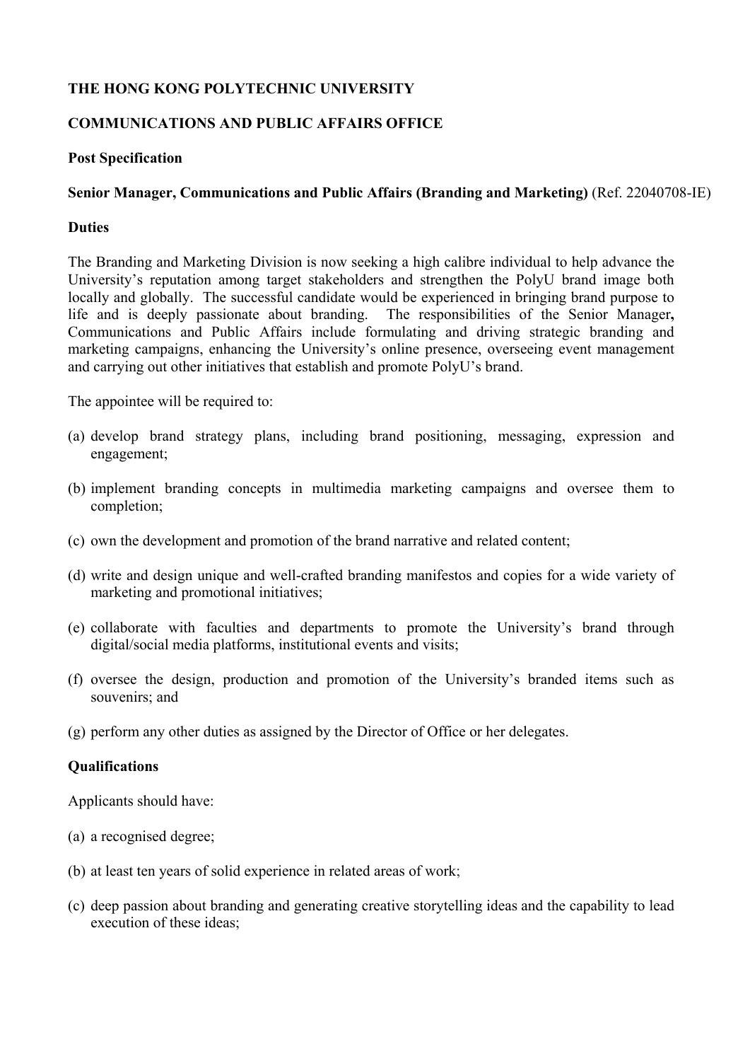**THE HONG KONG POLYTECHNIC UNIVERSITY**

**COMMUNICATIONS AND PUBLIC AFFAIRS OFFICE**

**Post Specification**

**Senior Manager, Communications and Public Affairs (Branding and Marketing)** (Ref. 22040708-IE)

**Duties**

The Branding and Marketing Division is now seeking a high calibre individual to help advance the University's reputation among target stakeholders and strengthen the PolyU brand image both locally and globally. The successful candidate would be experienced in bringing brand purpose to life and is deeply passionate about branding. The responsibilities of the Senior Manager**,** Communications and Public Affairs include formulating and driving strategic branding and marketing campaigns, enhancing the University's online presence, overseeing event management and carrying out other initiatives that establish and promote PolyU's brand.

The appointee will be required to:

(a) develop brand strategy plans, including brand positioning, messaging, expression and engagement;

(b) implement branding concepts in multimedia marketing campaigns and oversee them to completion;

(c) own the development and promotion of the brand narrative and related content;

(d) write and design unique and well-crafted branding manifestos and copies for a wide variety of marketing and promotional initiatives;

(e) collaborate with faculties and departments to promote the University's brand through digital/social media platforms, institutional events and visits;

(f) oversee the design, production and promotion of the University's branded items such as souvenirs; and

(g) perform any other duties as assigned by the Director of Office or her delegates.

**Qualifications**

Applicants should have:

(a) a recognised degree;

(b) at least ten years of solid experience in related areas of work;

(c) deep passion about branding and generating creative storytelling ideas and the capability to lead execution of these ideas;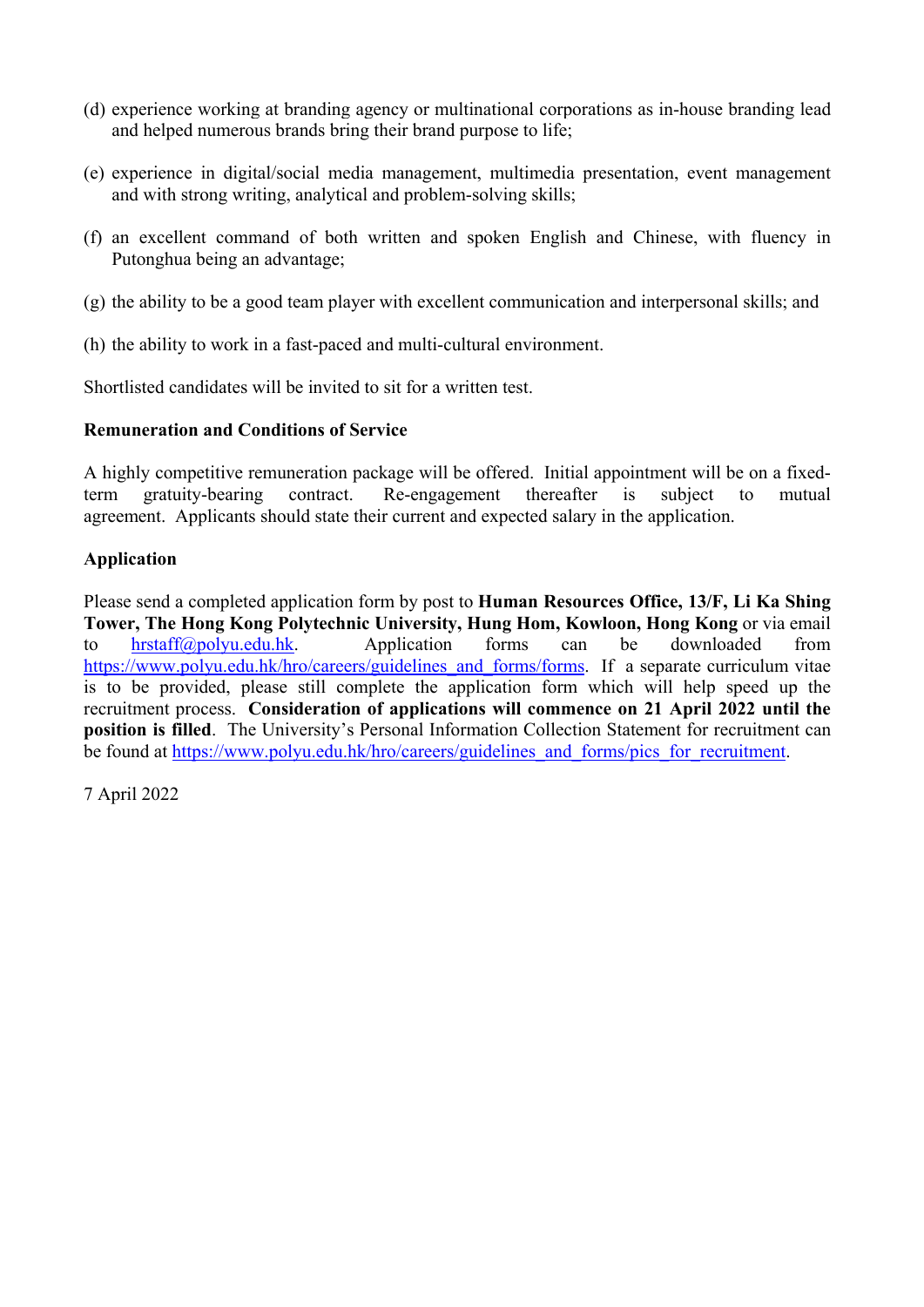(d) experience working at branding agency or multinational corporations as in-house branding lead and helped numerous brands bring their brand purpose to life;

(e) experience in digital/social media management, multimedia presentation, event management and with strong writing, analytical and problem-solving skills;

(f) an excellent command of both written and spoken English and Chinese, with fluency in Putonghua being an advantage;

(g) the ability to be a good team player with excellent communication and interpersonal skills; and

(h) the ability to work in a fast-paced and multi-cultural environment.

Shortlisted candidates will be invited to sit for a written test.

**Remuneration and Conditions of Service**

A highly competitive remuneration package will be offered. Initial appointment will be on a fixed-term gratuity-bearing contract. Re-engagement thereafter is subject to mutual agreement. Applicants should state their current and expected salary in the application.

**Application**

Please send a completed application form by post to **Human Resources Office, 13/F, Li Ka Shing Tower, The Hong Kong Polytechnic University, Hung Hom, Kowloon, Hong Kong** or via email to hrstaff@polyu.edu.hk. Application forms can be downloaded from https://www.polyu.edu.hk/hro/careers/guidelines_and_forms/forms. If a separate curriculum vitae is to be provided, please still complete the application form which will help speed up the recruitment process. **Consideration of applications will commence on 21 April 2022 until the position is filled**. The University's Personal Information Collection Statement for recruitment can be found at https://www.polyu.edu.hk/hro/careers/guidelines_and_forms/pics_for_recruitment.

7 April 2022